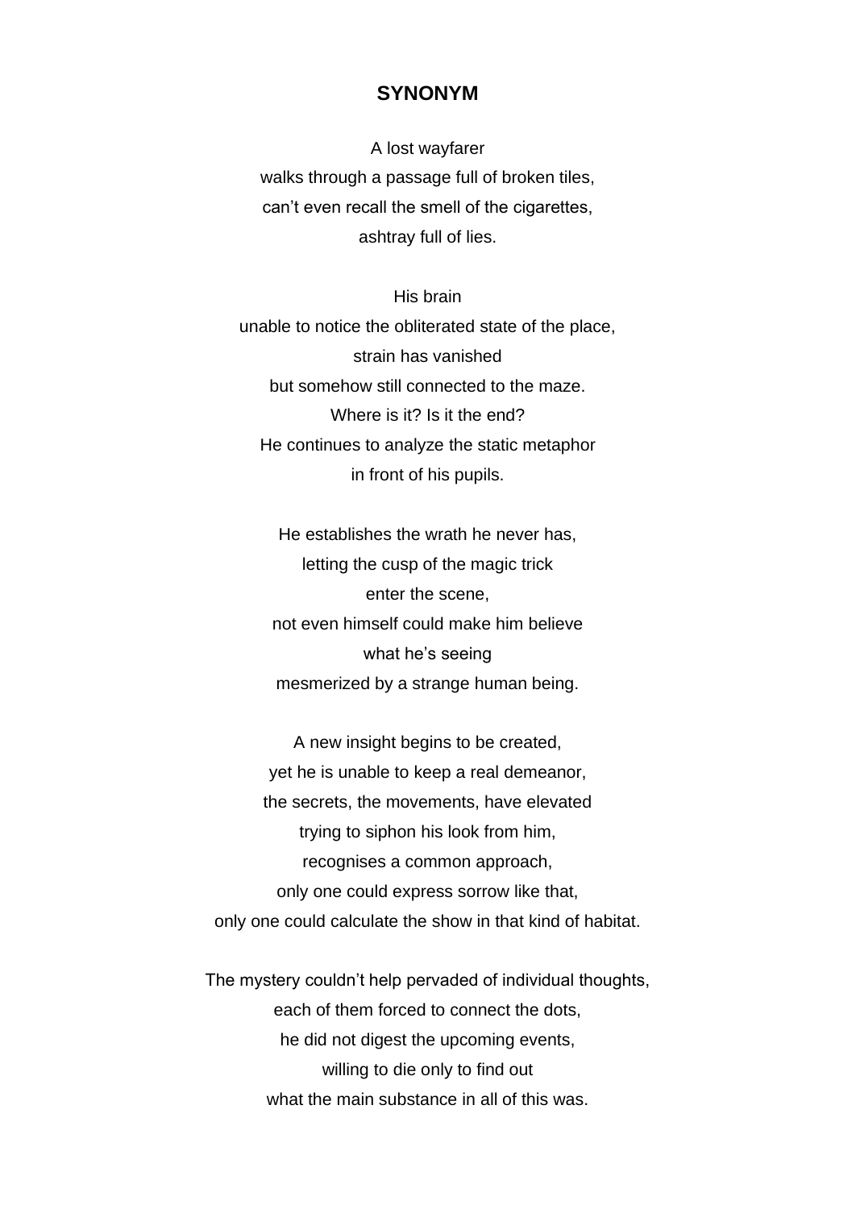# SYNONYM

A lost wayfarer
walks through a passage full of broken tiles,
can't even recall the smell of the cigarettes,
ashtray full of lies.

His brain
unable to notice the obliterated state of the place,
strain has vanished
but somehow still connected to the maze.
Where is it? Is it the end?
He continues to analyze the static metaphor
in front of his pupils.

He establishes the wrath he never has,
letting the cusp of the magic trick
enter the scene,
not even himself could make him believe
what he's seeing
mesmerized by a strange human being.

A new insight begins to be created,
yet he is unable to keep a real demeanor,
the secrets, the movements, have elevated
trying to siphon his look from him,
recognises a common approach,
only one could express sorrow like that,
only one could calculate the show in that kind of habitat.

The mystery couldn't help pervaded of individual thoughts,
each of them forced to connect the dots,
he did not digest the upcoming events,
willing to die only to find out
what the main substance in all of this was.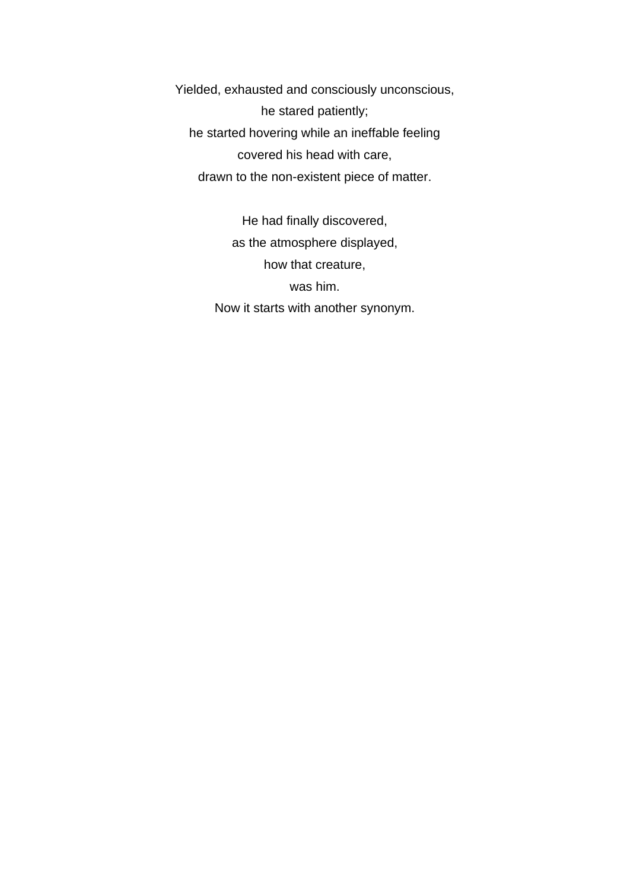Yielded, exhausted and consciously unconscious,  
he stared patiently;  
he started hovering while an ineffable feeling  
covered his head with care,  
drawn to the non-existent piece of matter.

He had finally discovered,  
as the atmosphere displayed,  
how that creature,  
was him.  
Now it starts with another synonym.